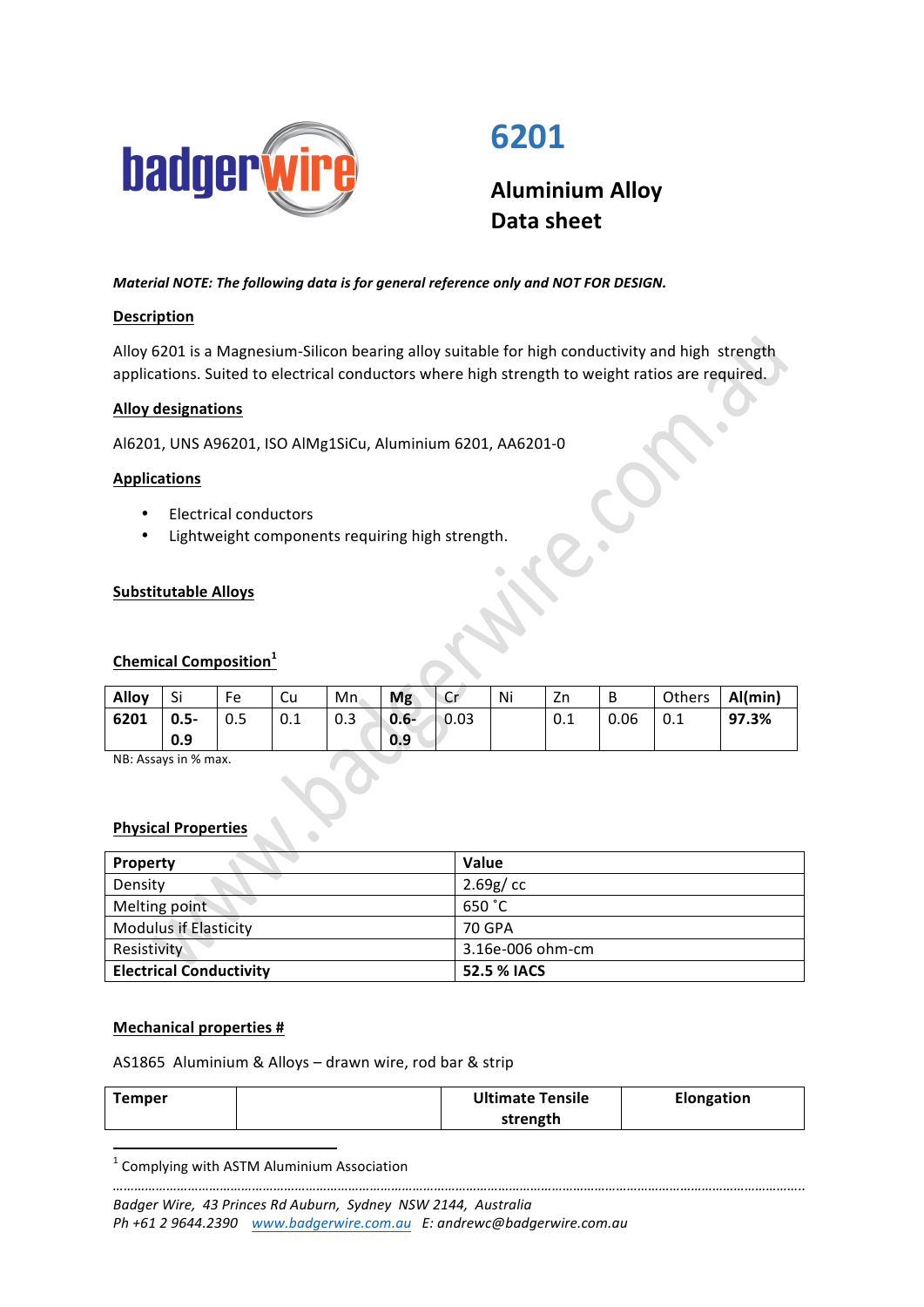# 6201

## Aluminium Alloy Data sheet

***Material NOTE: The following data is for general reference only and NOT FOR DESIGN.***

**Description**

Alloy 6201 is a Magnesium-Silicon bearing alloy suitable for high conductivity and high strength applications. Suited to electrical conductors where high strength to weight ratios are required.

**Alloy designations**

Al6201, UNS A96201, ISO AlMg1SiCu, Aluminium 6201, AA6201-0

**Applications**

- Electrical conductors
- Lightweight components requiring high strength.

**Substitutable Alloys**

**Chemical Composition**[1]

| Alloy | Si | Fe | Cu | Mn | Mg | Cr | Ni | Zn | B | Others | Al(min) |
|---|---|---|---|---|---|---|---|---|---|---|---|
| **6201** | **0.5-0.9** | 0.5 | 0.1 | 0.3 | **0.6-0.9** | 0.03 | | 0.1 | 0.06 | 0.1 | **97.3%** |

NB: Assays in % max.

**Physical Properties**

| Property | Value |
|---|---|
| Density | 2.69g/ cc |
| Melting point | 650 ˚C |
| Modulus if Elasticity | 70 GPA |
| Resistivity | 3.16e-006 ohm-cm |
| **Electrical Conductivity** | **52.5 % IACS** |

**Mechanical properties #**

AS1865 Aluminium & Alloys – drawn wire, rod bar & strip

| Temper | | Ultimate Tensile strength | Elongation |
|---|---|---|---|

[1] Complying with ASTM Aluminium Association

*Badger Wire, 43 Princes Rd Auburn, Sydney NSW 2144, Australia*
*Ph +61 2 9644.2390 www.badgerwire.com.au E: andrewc@badgerwire.com.au*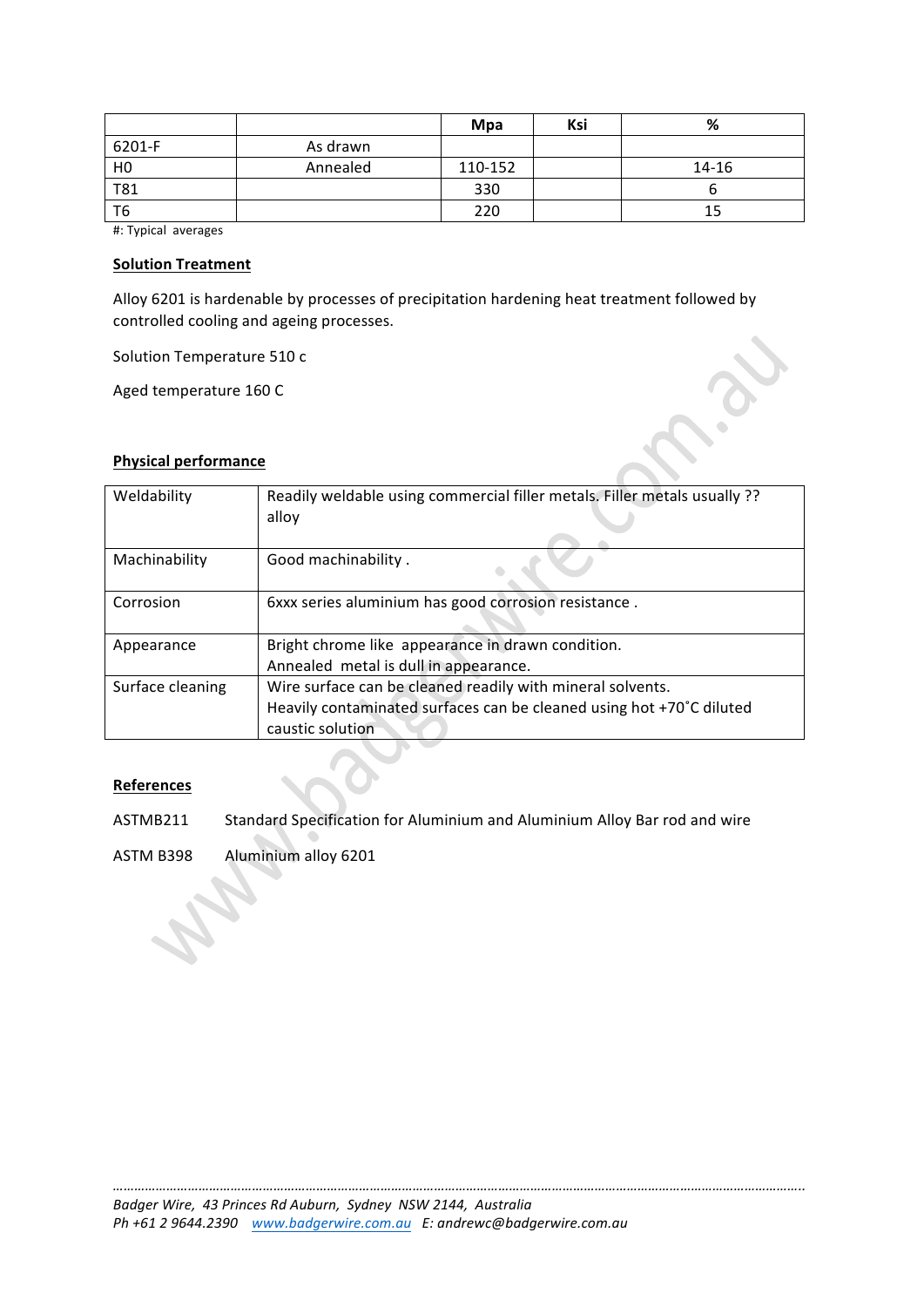| | | Mpa | Ksi | % |
|---|---|---|---|---|
| 6201-F | As drawn | | | |
| H0 | Annealed | 110-152 | | 14-16 |
| T81 | | 330 | | 6 |
| T6 | | 220 | | 15 |

#: Typical averages

**Solution Treatment**

Alloy 6201 is hardenable by processes of precipitation hardening heat treatment followed by controlled cooling and ageing processes.

Solution Temperature 510 c

Aged temperature 160 C

**Physical performance**

| | |
|---|---|
| Weldability | Readily weldable using commercial filler metals. Filler metals usually ?? alloy |
| Machinability | Good machinability . |
| Corrosion | 6xxx series aluminium has good corrosion resistance . |
| Appearance | Bright chrome like appearance in drawn condition.<br>Annealed metal is dull in appearance. |
| Surface cleaning | Wire surface can be cleaned readily with mineral solvents.<br>Heavily contaminated surfaces can be cleaned using hot +70˚C diluted caustic solution |

**References**

ASTMB211 Standard Specification for Aluminium and Aluminium Alloy Bar rod and wire

ASTM B398 Aluminium alloy 6201

*Badger Wire, 43 Princes Rd Auburn, Sydney NSW 2144, Australia*
*Ph +61 2 9644.2390 www.badgerwire.com.au E: andrewc@badgerwire.com.au*